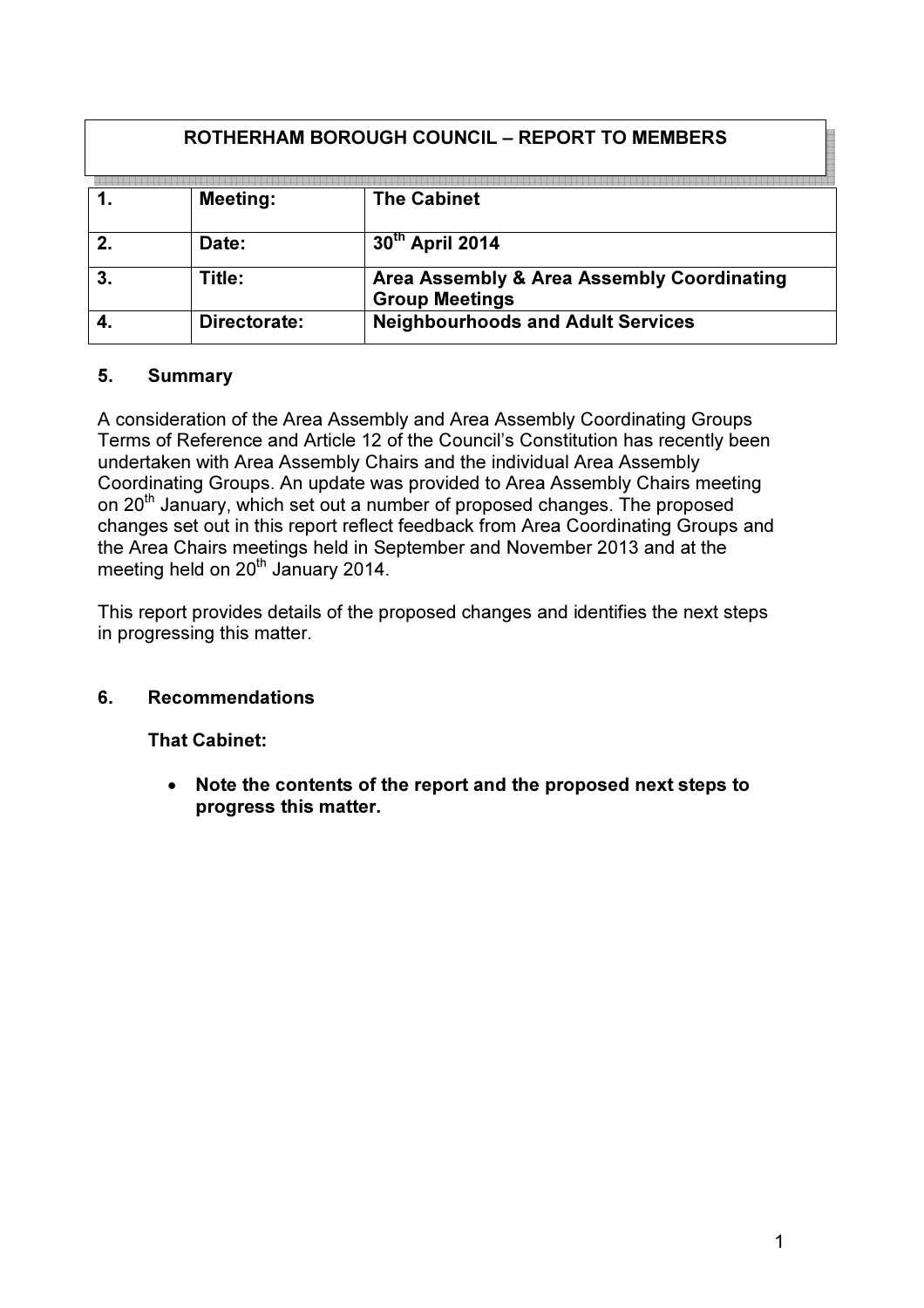**ROTHERHAM BOROUGH COUNCIL – REPORT TO MEMBERS**

| 1. | Meeting: | The Cabinet |
|---|---|---|
| 2. | Date: | 30th April 2014 |
| 3. | Title: | Area Assembly & Area Assembly Coordinating Group Meetings |
| 4. | Directorate: | Neighbourhoods and Adult Services |

## 5. Summary

A consideration of the Area Assembly and Area Assembly Coordinating Groups Terms of Reference and Article 12 of the Council's Constitution has recently been undertaken with Area Assembly Chairs and the individual Area Assembly Coordinating Groups. An update was provided to Area Assembly Chairs meeting on 20th January, which set out a number of proposed changes. The proposed changes set out in this report reflect feedback from Area Coordinating Groups and the Area Chairs meetings held in September and November 2013 and at the meeting held on 20th January 2014.

This report provides details of the proposed changes and identifies the next steps in progressing this matter.

## 6. Recommendations

**That Cabinet:**

- **Note the contents of the report and the proposed next steps to progress this matter.**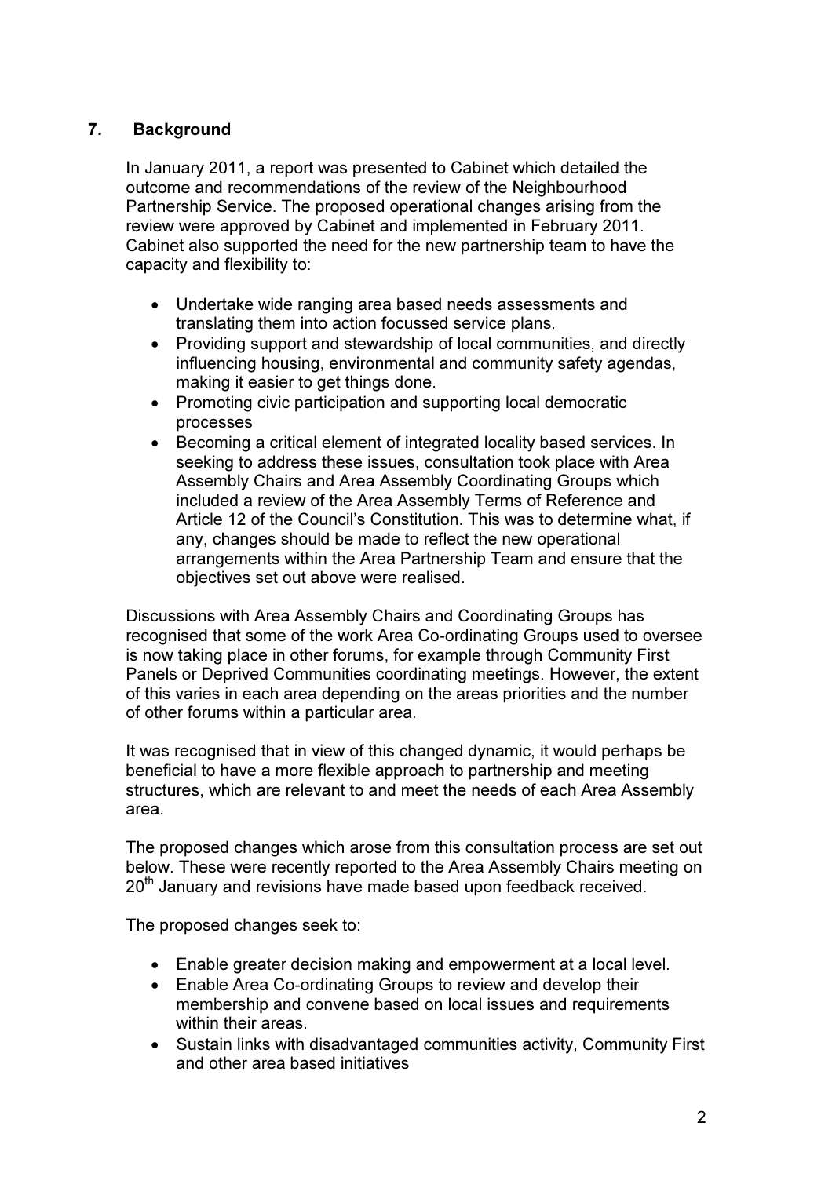## 7. Background

In January 2011, a report was presented to Cabinet which detailed the outcome and recommendations of the review of the Neighbourhood Partnership Service. The proposed operational changes arising from the review were approved by Cabinet and implemented in February 2011. Cabinet also supported the need for the new partnership team to have the capacity and flexibility to:

- Undertake wide ranging area based needs assessments and translating them into action focussed service plans.
- Providing support and stewardship of local communities, and directly influencing housing, environmental and community safety agendas, making it easier to get things done.
- Promoting civic participation and supporting local democratic processes
- Becoming a critical element of integrated locality based services. In seeking to address these issues, consultation took place with Area Assembly Chairs and Area Assembly Coordinating Groups which included a review of the Area Assembly Terms of Reference and Article 12 of the Council's Constitution. This was to determine what, if any, changes should be made to reflect the new operational arrangements within the Area Partnership Team and ensure that the objectives set out above were realised.

Discussions with Area Assembly Chairs and Coordinating Groups has recognised that some of the work Area Co-ordinating Groups used to oversee is now taking place in other forums, for example through Community First Panels or Deprived Communities coordinating meetings. However, the extent of this varies in each area depending on the areas priorities and the number of other forums within a particular area.

It was recognised that in view of this changed dynamic, it would perhaps be beneficial to have a more flexible approach to partnership and meeting structures, which are relevant to and meet the needs of each Area Assembly area.

The proposed changes which arose from this consultation process are set out below. These were recently reported to the Area Assembly Chairs meeting on 20th January and revisions have made based upon feedback received.

The proposed changes seek to:

- Enable greater decision making and empowerment at a local level.
- Enable Area Co-ordinating Groups to review and develop their membership and convene based on local issues and requirements within their areas.
- Sustain links with disadvantaged communities activity, Community First and other area based initiatives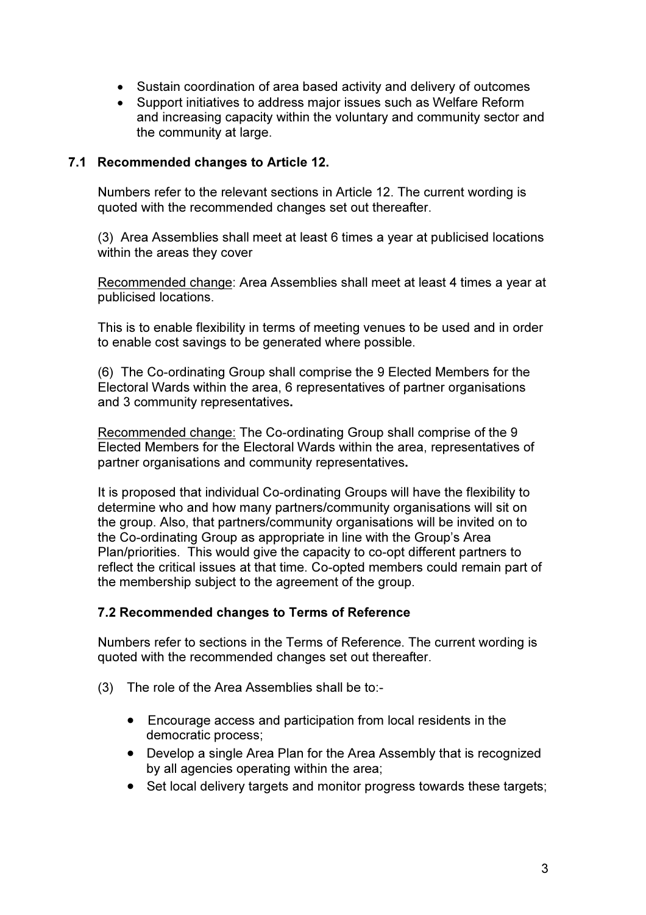- Sustain coordination of area based activity and delivery of outcomes
- Support initiatives to address major issues such as Welfare Reform and increasing capacity within the voluntary and community sector and the community at large.

### 7.1 Recommended changes to Article 12.

Numbers refer to the relevant sections in Article 12. The current wording is quoted with the recommended changes set out thereafter.

(3) Area Assemblies shall meet at least 6 times a year at publicised locations within the areas they cover

Recommended change: Area Assemblies shall meet at least 4 times a year at publicised locations.

This is to enable flexibility in terms of meeting venues to be used and in order to enable cost savings to be generated where possible.

(6) The Co-ordinating Group shall comprise the 9 Elected Members for the Electoral Wards within the area, 6 representatives of partner organisations and 3 community representatives**.**

Recommended change: The Co-ordinating Group shall comprise of the 9 Elected Members for the Electoral Wards within the area, representatives of partner organisations and community representatives**.**

It is proposed that individual Co-ordinating Groups will have the flexibility to determine who and how many partners/community organisations will sit on the group. Also, that partners/community organisations will be invited on to the Co-ordinating Group as appropriate in line with the Group's Area Plan/priorities. This would give the capacity to co-opt different partners to reflect the critical issues at that time. Co-opted members could remain part of the membership subject to the agreement of the group.

### 7.2 Recommended changes to Terms of Reference

Numbers refer to sections in the Terms of Reference. The current wording is quoted with the recommended changes set out thereafter.

(3) The role of the Area Assemblies shall be to:-

- Encourage access and participation from local residents in the democratic process;
- Develop a single Area Plan for the Area Assembly that is recognized by all agencies operating within the area;
- Set local delivery targets and monitor progress towards these targets;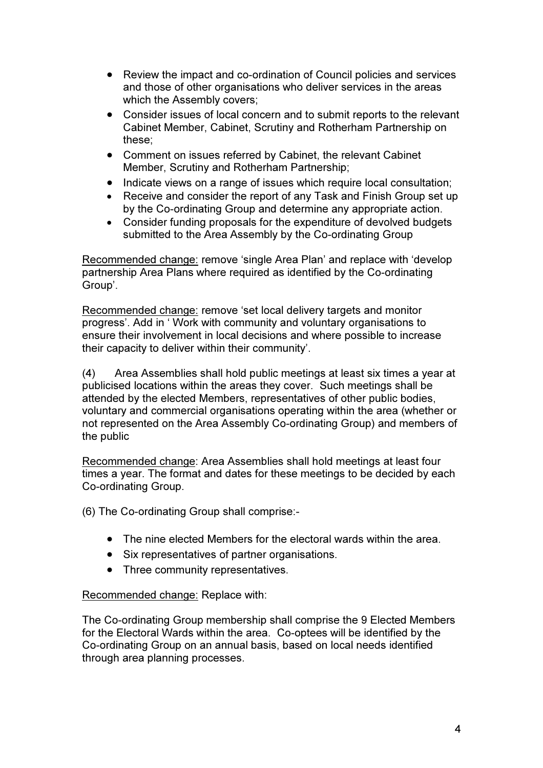- Review the impact and co-ordination of Council policies and services and those of other organisations who deliver services in the areas which the Assembly covers;
- Consider issues of local concern and to submit reports to the relevant Cabinet Member, Cabinet, Scrutiny and Rotherham Partnership on these;
- Comment on issues referred by Cabinet, the relevant Cabinet Member, Scrutiny and Rotherham Partnership;
- Indicate views on a range of issues which require local consultation;
- Receive and consider the report of any Task and Finish Group set up by the Co-ordinating Group and determine any appropriate action.
- Consider funding proposals for the expenditure of devolved budgets submitted to the Area Assembly by the Co-ordinating Group

<u>Recommended change:</u> remove 'single Area Plan' and replace with 'develop partnership Area Plans where required as identified by the Co-ordinating Group'.

<u>Recommended change:</u> remove 'set local delivery targets and monitor progress'. Add in ' Work with community and voluntary organisations to ensure their involvement in local decisions and where possible to increase their capacity to deliver within their community'.

(4) Area Assemblies shall hold public meetings at least six times a year at publicised locations within the areas they cover. Such meetings shall be attended by the elected Members, representatives of other public bodies, voluntary and commercial organisations operating within the area (whether or not represented on the Area Assembly Co-ordinating Group) and members of the public

<u>Recommended change</u>: Area Assemblies shall hold meetings at least four times a year. The format and dates for these meetings to be decided by each Co-ordinating Group.

(6) The Co-ordinating Group shall comprise:-

- The nine elected Members for the electoral wards within the area.
- Six representatives of partner organisations.
- Three community representatives.

<u>Recommended change:</u> Replace with:

The Co-ordinating Group membership shall comprise the 9 Elected Members for the Electoral Wards within the area. Co-optees will be identified by the Co-ordinating Group on an annual basis, based on local needs identified through area planning processes.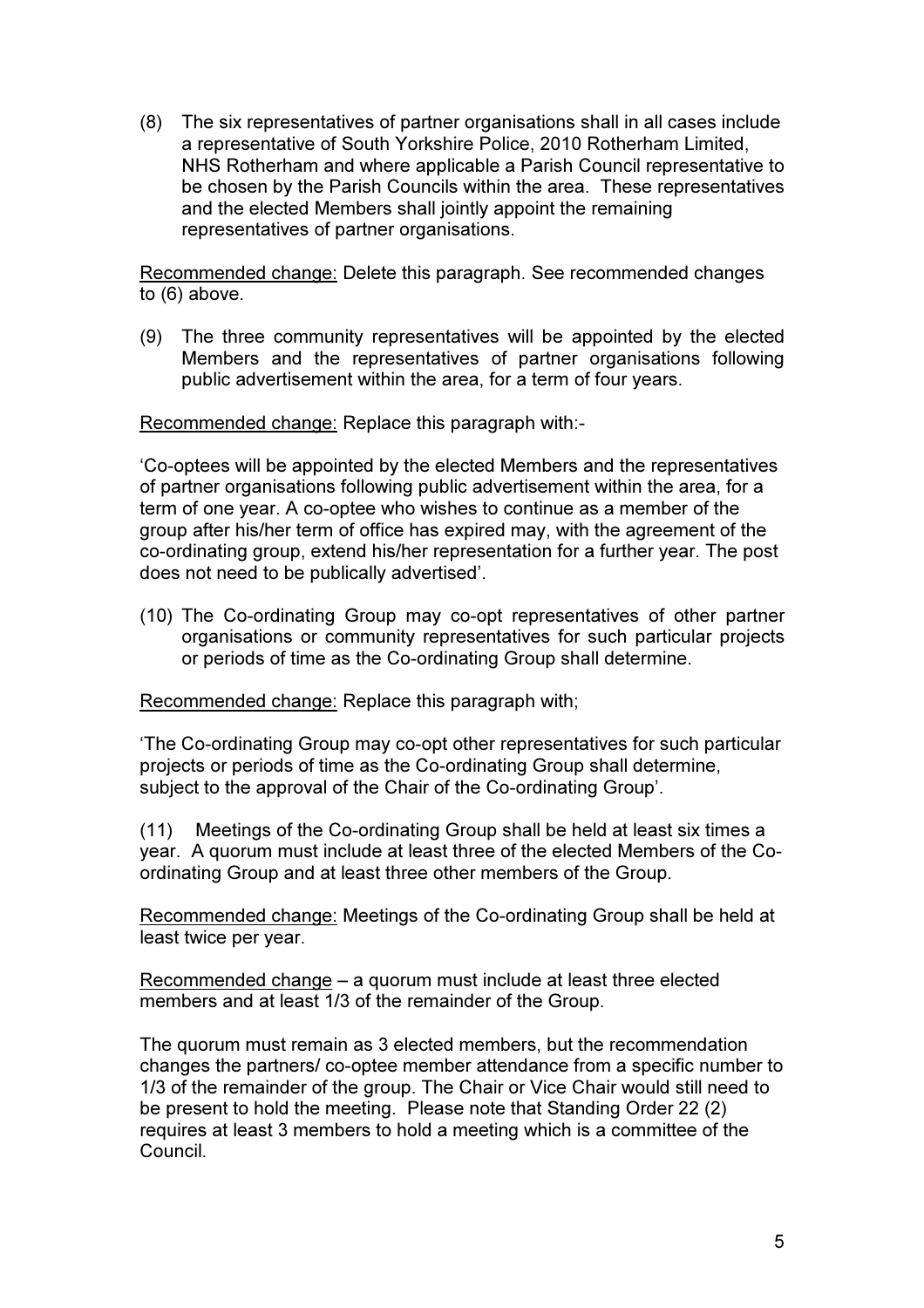(8) The six representatives of partner organisations shall in all cases include a representative of South Yorkshire Police, 2010 Rotherham Limited, NHS Rotherham and where applicable a Parish Council representative to be chosen by the Parish Councils within the area. These representatives and the elected Members shall jointly appoint the remaining representatives of partner organisations.

Recommended change: Delete this paragraph. See recommended changes to (6) above.

(9) The three community representatives will be appointed by the elected Members and the representatives of partner organisations following public advertisement within the area, for a term of four years.

Recommended change: Replace this paragraph with:-

'Co-optees will be appointed by the elected Members and the representatives of partner organisations following public advertisement within the area, for a term of one year. A co-optee who wishes to continue as a member of the group after his/her term of office has expired may, with the agreement of the co-ordinating group, extend his/her representation for a further year. The post does not need to be publically advertised'.

(10) The Co-ordinating Group may co-opt representatives of other partner organisations or community representatives for such particular projects or periods of time as the Co-ordinating Group shall determine.

Recommended change: Replace this paragraph with;

'The Co-ordinating Group may co-opt other representatives for such particular projects or periods of time as the Co-ordinating Group shall determine, subject to the approval of the Chair of the Co-ordinating Group'.

(11) Meetings of the Co-ordinating Group shall be held at least six times a year. A quorum must include at least three of the elected Members of the Co-ordinating Group and at least three other members of the Group.

Recommended change: Meetings of the Co-ordinating Group shall be held at least twice per year.

Recommended change – a quorum must include at least three elected members and at least 1/3 of the remainder of the Group.

The quorum must remain as 3 elected members, but the recommendation changes the partners/ co-optee member attendance from a specific number to 1/3 of the remainder of the group. The Chair or Vice Chair would still need to be present to hold the meeting. Please note that Standing Order 22 (2) requires at least 3 members to hold a meeting which is a committee of the Council.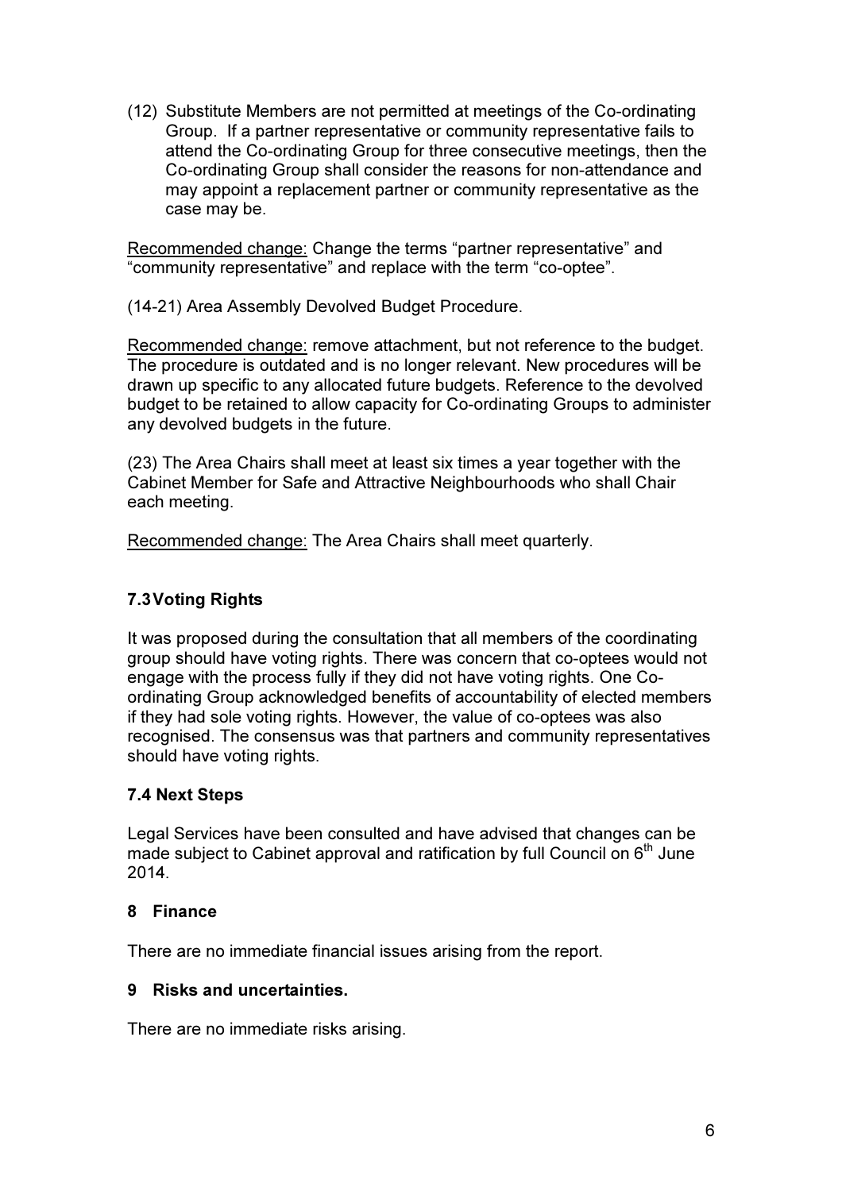(12) Substitute Members are not permitted at meetings of the Co-ordinating Group. If a partner representative or community representative fails to attend the Co-ordinating Group for three consecutive meetings, then the Co-ordinating Group shall consider the reasons for non-attendance and may appoint a replacement partner or community representative as the case may be.

Recommended change: Change the terms "partner representative" and "community representative" and replace with the term "co-optee".

(14-21) Area Assembly Devolved Budget Procedure.

Recommended change: remove attachment, but not reference to the budget. The procedure is outdated and is no longer relevant. New procedures will be drawn up specific to any allocated future budgets. Reference to the devolved budget to be retained to allow capacity for Co-ordinating Groups to administer any devolved budgets in the future.

(23) The Area Chairs shall meet at least six times a year together with the Cabinet Member for Safe and Attractive Neighbourhoods who shall Chair each meeting.

Recommended change: The Area Chairs shall meet quarterly.

### 7.3 Voting Rights

It was proposed during the consultation that all members of the coordinating group should have voting rights. There was concern that co-optees would not engage with the process fully if they did not have voting rights. One Co-ordinating Group acknowledged benefits of accountability of elected members if they had sole voting rights. However, the value of co-optees was also recognised. The consensus was that partners and community representatives should have voting rights.

### 7.4 Next Steps

Legal Services have been consulted and have advised that changes can be made subject to Cabinet approval and ratification by full Council on 6th June 2014.

## 8 Finance

There are no immediate financial issues arising from the report.

## 9 Risks and uncertainties.

There are no immediate risks arising.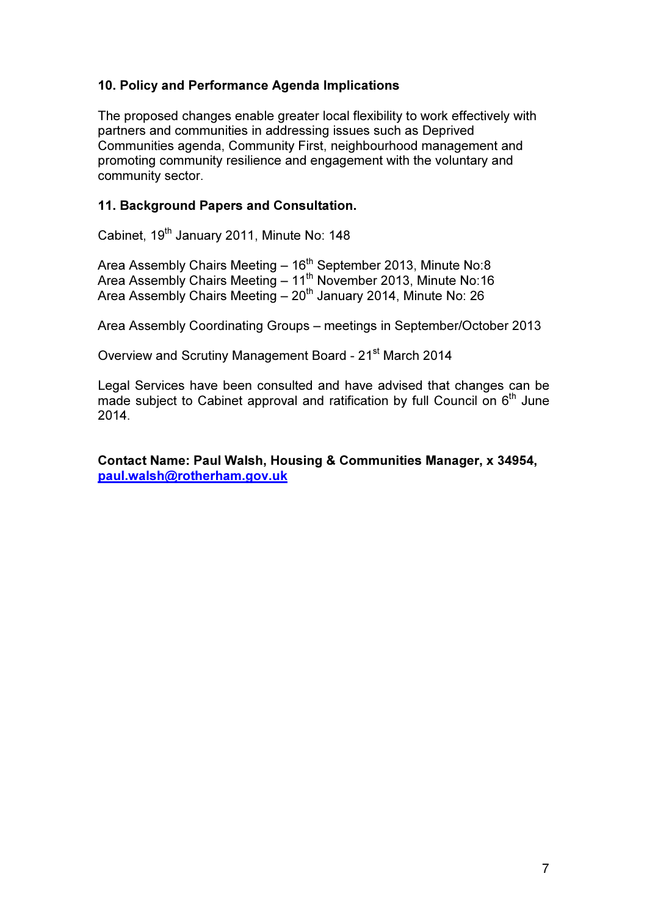### 10. Policy and Performance Agenda Implications

The proposed changes enable greater local flexibility to work effectively with partners and communities in addressing issues such as Deprived Communities agenda, Community First, neighbourhood management and promoting community resilience and engagement with the voluntary and community sector.

### 11. Background Papers and Consultation.

Cabinet, 19th January 2011, Minute No: 148

Area Assembly Chairs Meeting – 16th September 2013, Minute No:8
Area Assembly Chairs Meeting – 11th November 2013, Minute No:16
Area Assembly Chairs Meeting – 20th January 2014, Minute No: 26

Area Assembly Coordinating Groups – meetings in September/October 2013

Overview and Scrutiny Management Board - 21st March 2014

Legal Services have been consulted and have advised that changes can be made subject to Cabinet approval and ratification by full Council on 6th June 2014.

**Contact Name: Paul Walsh, Housing & Communities Manager, x 34954, paul.walsh@rotherham.gov.uk**